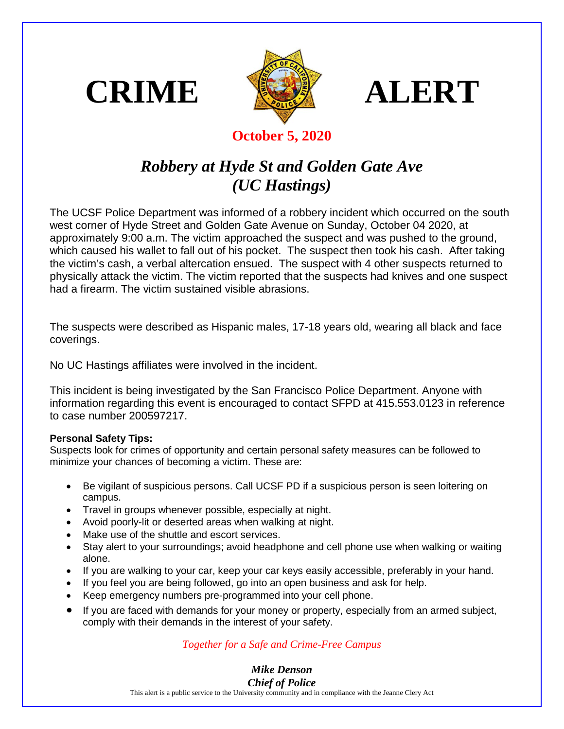# CRIME ALERT

**October 5, 2020**

## *Robbery at Hyde St and Golden Gate Ave (UC Hastings)*

The UCSF Police Department was informed of a robbery incident which occurred on the south west corner of Hyde Street and Golden Gate Avenue on Sunday, October 04 2020, at approximately 9:00 a.m. The victim approached the suspect and was pushed to the ground, which caused his wallet to fall out of his pocket. The suspect then took his cash. After taking the victim's cash, a verbal altercation ensued. The suspect with 4 other suspects returned to physically attack the victim. The victim reported that the suspects had knives and one suspect had a firearm. The victim sustained visible abrasions.

The suspects were described as Hispanic males, 17-18 years old, wearing all black and face coverings.

No UC Hastings affiliates were involved in the incident.

This incident is being investigated by the San Francisco Police Department. Anyone with information regarding this event is encouraged to contact SFPD at 415.553.0123 in reference to case number 200597217.

**Personal Safety Tips:**

Suspects look for crimes of opportunity and certain personal safety measures can be followed to minimize your chances of becoming a victim. These are:

- Be vigilant of suspicious persons. Call UCSF PD if a suspicious person is seen loitering on campus.
- Travel in groups whenever possible, especially at night.
- Avoid poorly-lit or deserted areas when walking at night.
- Make use of the shuttle and escort services.
- Stay alert to your surroundings; avoid headphone and cell phone use when walking or waiting alone.
- If you are walking to your car, keep your car keys easily accessible, preferably in your hand.
- If you feel you are being followed, go into an open business and ask for help.
- Keep emergency numbers pre-programmed into your cell phone.
- If you are faced with demands for your money or property, especially from an armed subject, comply with their demands in the interest of your safety.

*Together for a Safe and Crime-Free Campus*

***Mike Denson***
***Chief of Police***

This alert is a public service to the University community and in compliance with the Jeanne Clery Act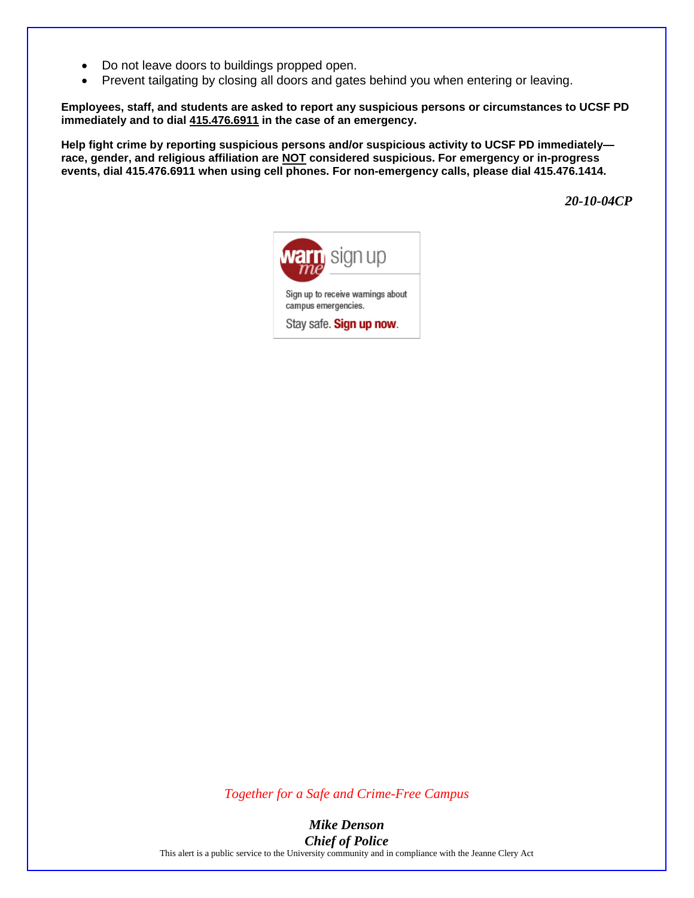- Do not leave doors to buildings propped open.
- Prevent tailgating by closing all doors and gates behind you when entering or leaving.

**Employees, staff, and students are asked to report any suspicious persons or circumstances to UCSF PD immediately and to dial 415.476.6911 in the case of an emergency.**

**Help fight crime by reporting suspicious persons and/or suspicious activity to UCSF PD immediately—race, gender, and religious affiliation are NOT considered suspicious. For emergency or in-progress events, dial 415.476.6911 when using cell phones. For non-emergency calls, please dial 415.476.1414.**

***20-10-04CP***

warn me sign up

Sign up to receive warnings about campus emergencies.

Stay safe. **Sign up now**.

*Together for a Safe and Crime-Free Campus*

***Mike Denson***
***Chief of Police***

This alert is a public service to the University community and in compliance with the Jeanne Clery Act